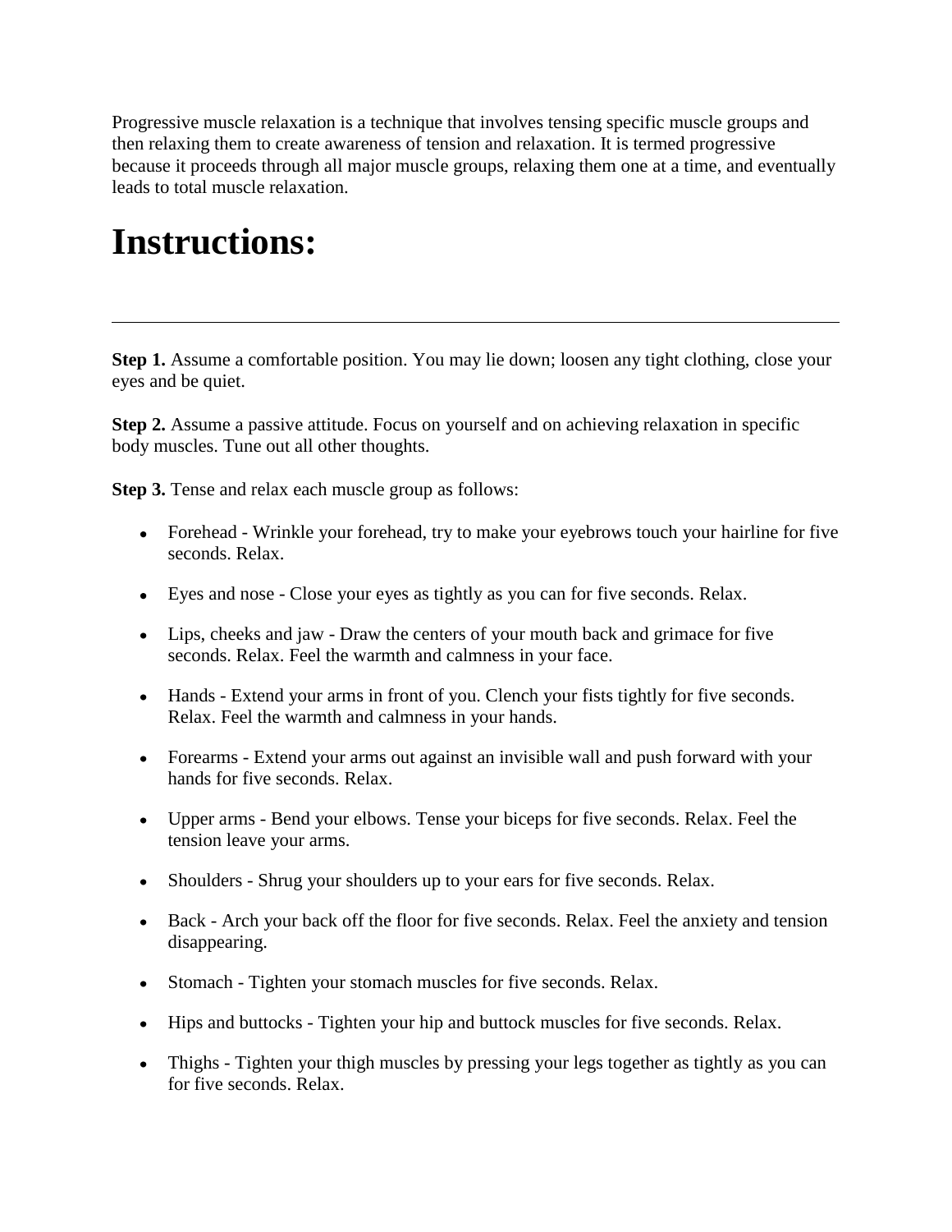Progressive muscle relaxation is a technique that involves tensing specific muscle groups and then relaxing them to create awareness of tension and relaxation. It is termed progressive because it proceeds through all major muscle groups, relaxing them one at a time, and eventually leads to total muscle relaxation.

# Instructions:

---

**Step 1.** Assume a comfortable position. You may lie down; loosen any tight clothing, close your eyes and be quiet.

**Step 2.** Assume a passive attitude. Focus on yourself and on achieving relaxation in specific body muscles. Tune out all other thoughts.

**Step 3.** Tense and relax each muscle group as follows:

- Forehead - Wrinkle your forehead, try to make your eyebrows touch your hairline for five seconds. Relax.
- Eyes and nose - Close your eyes as tightly as you can for five seconds. Relax.
- Lips, cheeks and jaw - Draw the centers of your mouth back and grimace for five seconds. Relax. Feel the warmth and calmness in your face.
- Hands - Extend your arms in front of you. Clench your fists tightly for five seconds. Relax. Feel the warmth and calmness in your hands.
- Forearms - Extend your arms out against an invisible wall and push forward with your hands for five seconds. Relax.
- Upper arms - Bend your elbows. Tense your biceps for five seconds. Relax. Feel the tension leave your arms.
- Shoulders - Shrug your shoulders up to your ears for five seconds. Relax.
- Back - Arch your back off the floor for five seconds. Relax. Feel the anxiety and tension disappearing.
- Stomach - Tighten your stomach muscles for five seconds. Relax.
- Hips and buttocks - Tighten your hip and buttock muscles for five seconds. Relax.
- Thighs - Tighten your thigh muscles by pressing your legs together as tightly as you can for five seconds. Relax.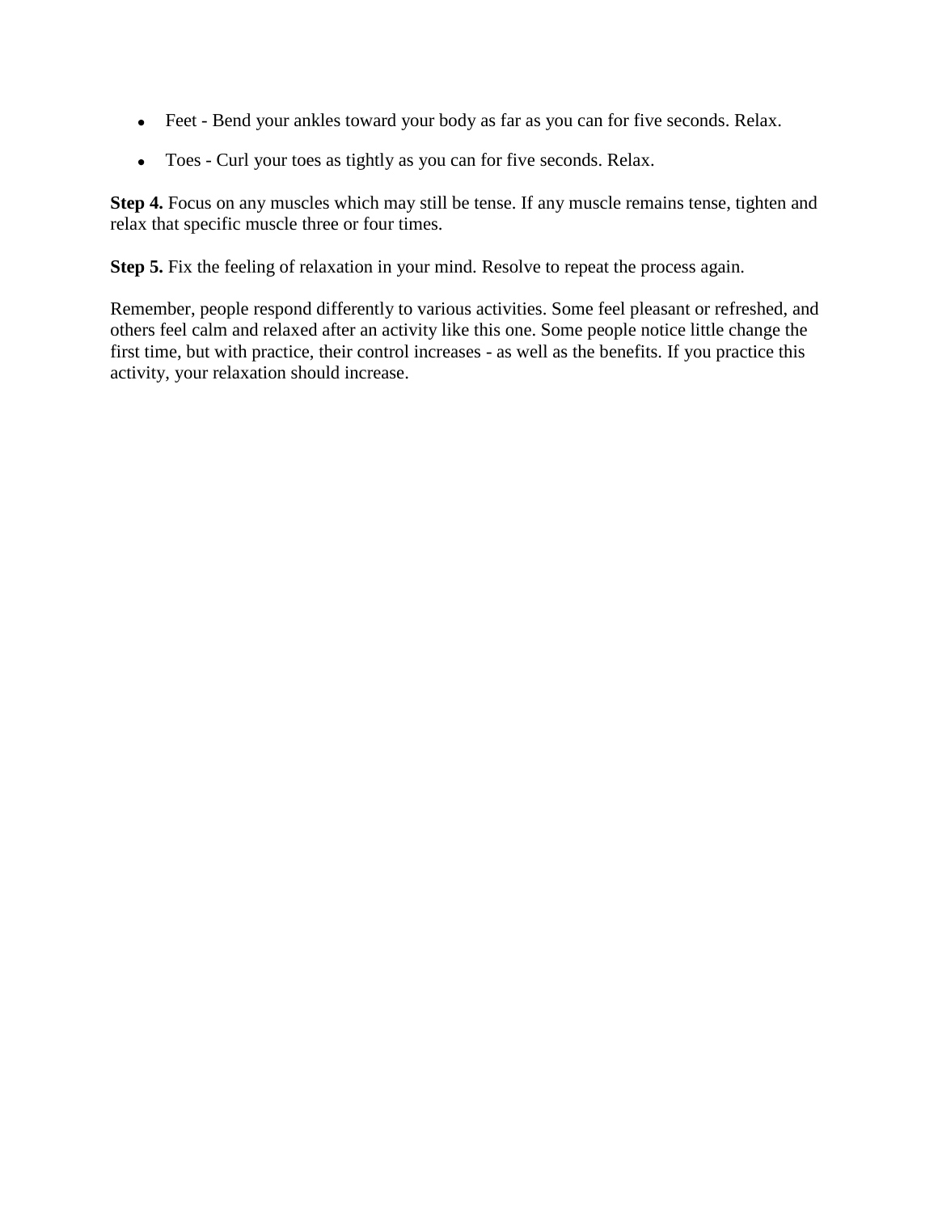- Feet - Bend your ankles toward your body as far as you can for five seconds. Relax.
- Toes - Curl your toes as tightly as you can for five seconds. Relax.

**Step 4.** Focus on any muscles which may still be tense. If any muscle remains tense, tighten and relax that specific muscle three or four times.

**Step 5.** Fix the feeling of relaxation in your mind. Resolve to repeat the process again.

Remember, people respond differently to various activities. Some feel pleasant or refreshed, and others feel calm and relaxed after an activity like this one. Some people notice little change the first time, but with practice, their control increases - as well as the benefits. If you practice this activity, your relaxation should increase.